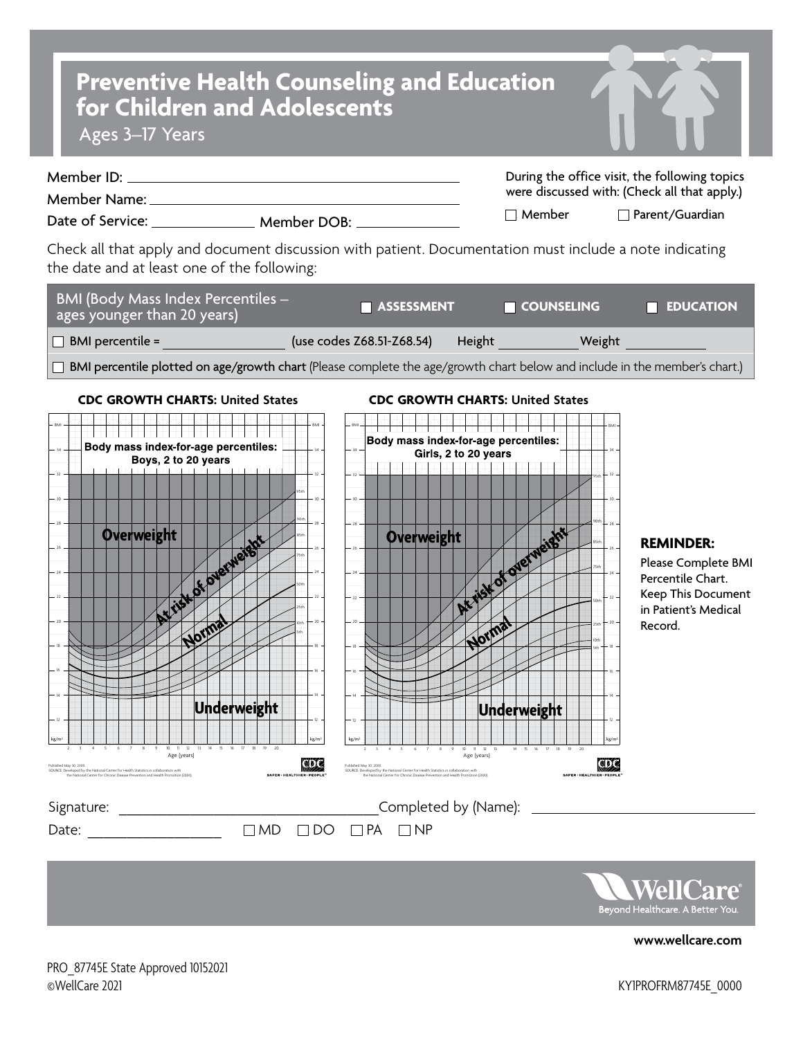# Preventive Health Counseling and Education for Children and Adolescents

Ages 3–17 Years

Member ID: \_\_\_\_\_\_\_\_\_\_\_\_\_\_\_\_\_\_\_\_\_\_\_\_\_\_\_\_\_\_

Member Name: \_\_\_\_\_\_\_\_\_\_\_\_\_\_\_\_\_\_\_\_\_\_\_\_\_\_\_\_\_\_

Date of Service: \_\_\_\_\_\_\_\_\_\_\_\_ Member DOB: \_\_\_\_\_\_\_\_\_\_\_\_

During the office visit, the following topics were discussed with: (Check all that apply.)

☐ Member ☐ Parent/Guardian

Check all that apply and document discussion with patient. Documentation must include a note indicating the date and at least one of the following:

| BMI (Body Mass Index Percentiles – ages younger than 20 years) | ☐ **ASSESSMENT** | ☐ **COUNSELING** | ☐ **EDUCATION** |
|---|---|---|---|

☐ BMI percentile = \_\_\_\_\_\_\_\_\_\_\_\_ (use codes Z68.51-Z68.54) Height \_\_\_\_\_\_\_\_ Weight \_\_\_\_\_\_\_\_

☐ **BMI percentile plotted on age/growth chart** (Please complete the age/growth chart below and include in the member's chart.)

**CDC GROWTH CHARTS:** United States

Body mass index-for-age percentiles: Boys, 2 to 20 years

**CDC GROWTH CHARTS:** United States

Body mass index-for-age percentiles: Girls, 2 to 20 years

Published May 30, 2000.
SOURCE: Developed by the National Center for Health Statistics in collaboration with the National Center for Chronic Disease Prevention and Health Promotion (2000).

**REMINDER:**
Please Complete BMI Percentile Chart. Keep This Document in Patient's Medical Record.

Signature: \_\_\_\_\_\_\_\_\_\_\_\_\_\_\_\_\_\_\_\_ Completed by (Name): \_\_\_\_\_\_\_\_\_\_\_\_\_\_\_\_\_\_\_\_

Date: \_\_\_\_\_\_\_\_\_\_\_\_ ☐ MD ☐ DO ☐ PA ☐ NP

WellCare — Beyond Healthcare. A Better You.

**www.wellcare.com**

PRO_87745E State Approved 10152021
©WellCare 2021

KY1PROFRM87745E_0000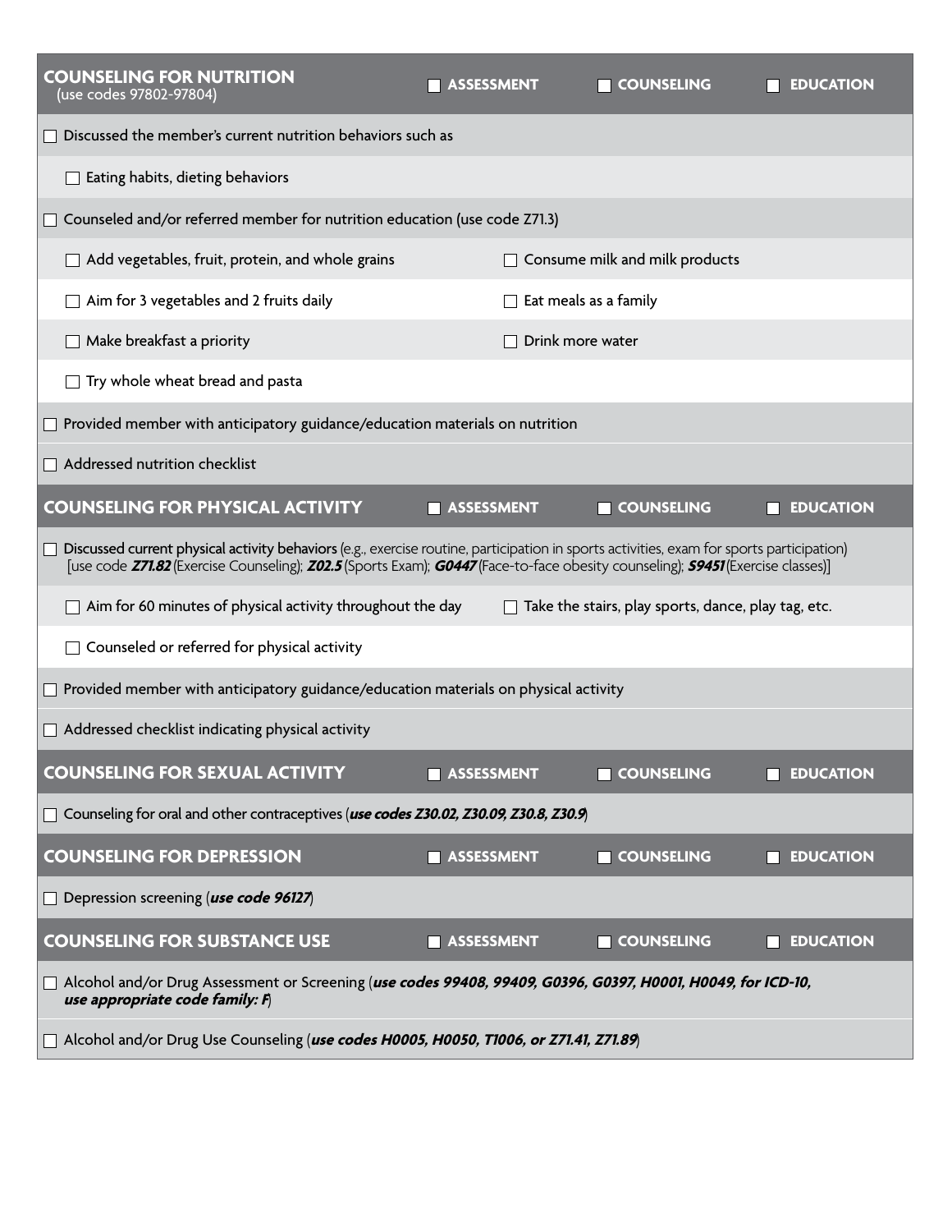## COUNSELING FOR NUTRITION
(use codes 97802-97804)

☐ ASSESSMENT ☐ COUNSELING ☐ EDUCATION

- ☐ Discussed the member's current nutrition behaviors such as
  - ☐ Eating habits, dieting behaviors
- ☐ Counseled and/or referred member for nutrition education (use code Z71.3)
  - ☐ Add vegetables, fruit, protein, and whole grains
  - ☐ Consume milk and milk products
  - ☐ Aim for 3 vegetables and 2 fruits daily
  - ☐ Eat meals as a family
  - ☐ Make breakfast a priority
  - ☐ Drink more water
  - ☐ Try whole wheat bread and pasta
- ☐ Provided member with anticipatory guidance/education materials on nutrition
- ☐ Addressed nutrition checklist

## COUNSELING FOR PHYSICAL ACTIVITY

☐ ASSESSMENT ☐ COUNSELING ☐ EDUCATION

- ☐ Discussed current physical activity behaviors (e.g., exercise routine, participation in sports activities, exam for sports participation) [use code ***Z71.82*** (Exercise Counseling); ***Z02.5*** (Sports Exam); ***G0447*** (Face-to-face obesity counseling); ***S9451*** (Exercise classes)]
  - ☐ Aim for 60 minutes of physical activity throughout the day
  - ☐ Take the stairs, play sports, dance, play tag, etc.
  - ☐ Counseled or referred for physical activity
- ☐ Provided member with anticipatory guidance/education materials on physical activity
- ☐ Addressed checklist indicating physical activity

## COUNSELING FOR SEXUAL ACTIVITY

☐ ASSESSMENT ☐ COUNSELING ☐ EDUCATION

- ☐ Counseling for oral and other contraceptives (***use codes Z30.02, Z30.09, Z30.8, Z30.9***)

## COUNSELING FOR DEPRESSION

☐ ASSESSMENT ☐ COUNSELING ☐ EDUCATION

- ☐ Depression screening (***use code 96127***)

## COUNSELING FOR SUBSTANCE USE

☐ ASSESSMENT ☐ COUNSELING ☐ EDUCATION

- ☐ Alcohol and/or Drug Assessment or Screening (***use codes 99408, 99409, G0396, G0397, H0001, H0049, for ICD-10, use appropriate code family: F***)
- ☐ Alcohol and/or Drug Use Counseling (***use codes H0005, H0050, T1006, or Z71.41, Z71.89***)